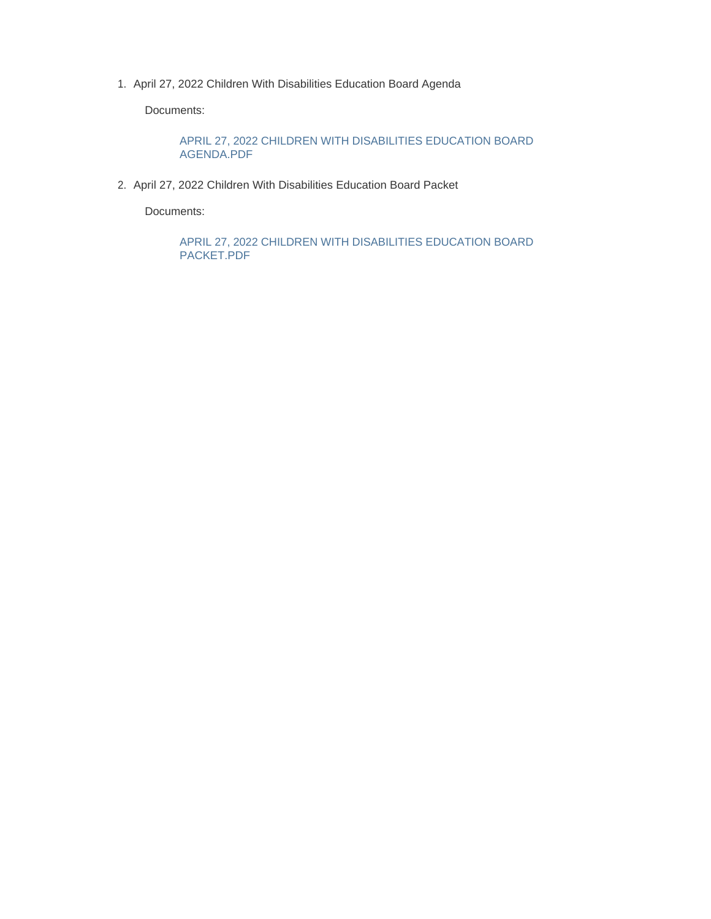1. April 27, 2022 Children With Disabilities Education Board Agenda

   Documents:

   APRIL 27, 2022 CHILDREN WITH DISABILITIES EDUCATION BOARD AGENDA.PDF

2. April 27, 2022 Children With Disabilities Education Board Packet

   Documents:

   APRIL 27, 2022 CHILDREN WITH DISABILITIES EDUCATION BOARD PACKET.PDF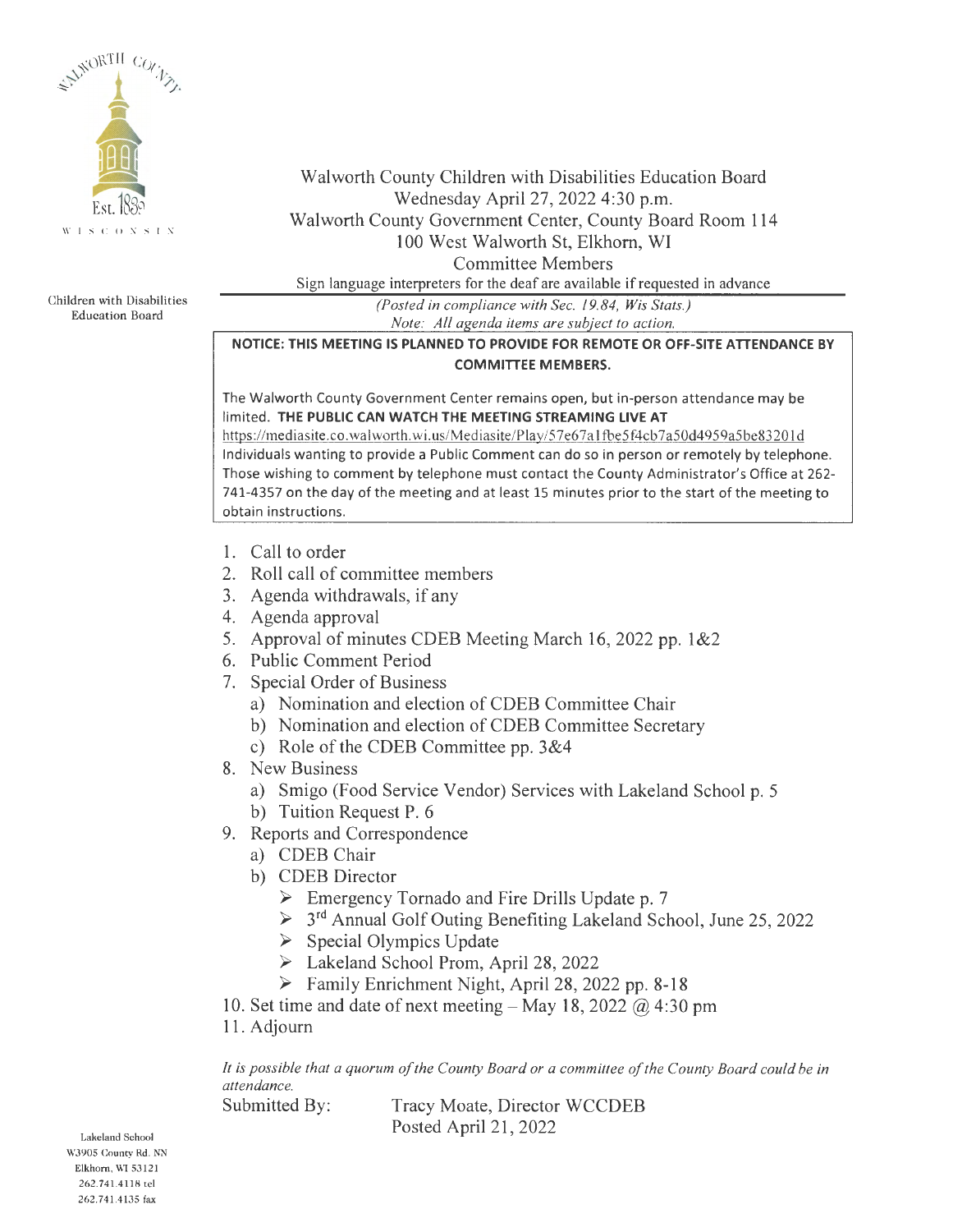Walworth County Children with Disabilities Education Board
Wednesday April 27, 2022 4:30 p.m.
Walworth County Government Center, County Board Room 114
100 West Walworth St, Elkhorn, WI
Committee Members
Sign language interpreters for the deaf are available if requested in advance

*(Posted in compliance with Sec. 19.84, Wis Stats.)*
*Note: All agenda items are subject to action.*

Children with Disabilities Education Board

**NOTICE: THIS MEETING IS PLANNED TO PROVIDE FOR REMOTE OR OFF-SITE ATTENDANCE BY COMMITTEE MEMBERS.**

The Walworth County Government Center remains open, but in-person attendance may be limited. **THE PUBLIC CAN WATCH THE MEETING STREAMING LIVE AT** https://mediasite.co.walworth.wi.us/Mediasite/Play/57e67a1fbe5f4cb7a50d4959a5be83201d Individuals wanting to provide a Public Comment can do so in person or remotely by telephone. Those wishing to comment by telephone must contact the County Administrator's Office at 262-741-4357 on the day of the meeting and at least 15 minutes prior to the start of the meeting to obtain instructions.

1. Call to order
2. Roll call of committee members
3. Agenda withdrawals, if any
4. Agenda approval
5. Approval of minutes CDEB Meeting March 16, 2022 pp. 1&2
6. Public Comment Period
7. Special Order of Business
   a) Nomination and election of CDEB Committee Chair
   b) Nomination and election of CDEB Committee Secretary
   c) Role of the CDEB Committee pp. 3&4
8. New Business
   a) Smigo (Food Service Vendor) Services with Lakeland School p. 5
   b) Tuition Request P. 6
9. Reports and Correspondence
   a) CDEB Chair
   b) CDEB Director
      - Emergency Tornado and Fire Drills Update p. 7
      - 3rd Annual Golf Outing Benefiting Lakeland School, June 25, 2022
      - Special Olympics Update
      - Lakeland School Prom, April 28, 2022
      - Family Enrichment Night, April 28, 2022 pp. 8-18
10. Set time and date of next meeting – May 18, 2022 @ 4:30 pm
11. Adjourn

*It is possible that a quorum of the County Board or a committee of the County Board could be in attendance.*

Submitted By: Tracy Moate, Director WCCDEB
Posted April 21, 2022

Lakeland School
W3905 County Rd. NN
Elkhorn, WI 53121
262.741.4118 tel
262.741.4135 fax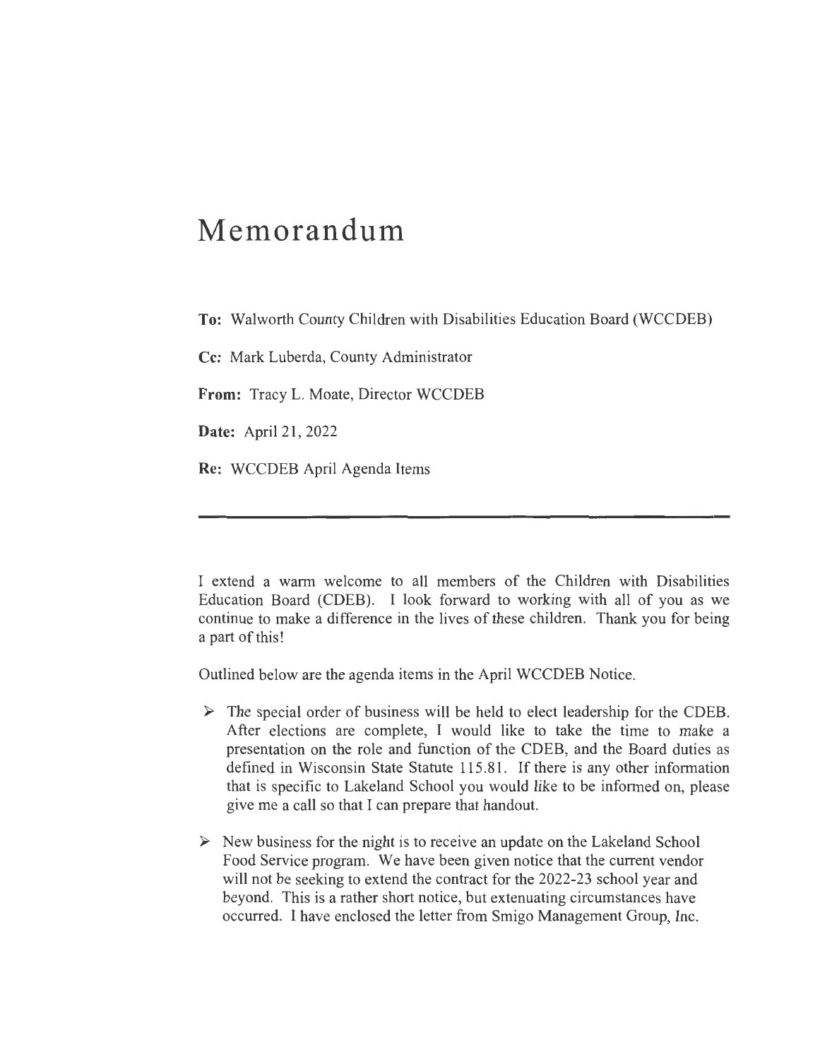# Memorandum

**To:** Walworth County Children with Disabilities Education Board (WCCDEB)

**Cc:** Mark Luberda, County Administrator

**From:** Tracy L. Moate, Director WCCDEB

**Date:** April 21, 2022

**Re:** WCCDEB April Agenda Items

---

I extend a warm welcome to all members of the Children with Disabilities Education Board (CDEB). I look forward to working with all of you as we continue to make a difference in the lives of these children. Thank you for being a part of this!

Outlined below are the agenda items in the April WCCDEB Notice.

- The special order of business will be held to elect leadership for the CDEB. After elections are complete, I would like to take the time to make a presentation on the role and function of the CDEB, and the Board duties as defined in Wisconsin State Statute 115.81. If there is any other information that is specific to Lakeland School you would like to be informed on, please give me a call so that I can prepare that handout.

- New business for the night is to receive an update on the Lakeland School Food Service program. We have been given notice that the current vendor will not be seeking to extend the contract for the 2022-23 school year and beyond. This is a rather short notice, but extenuating circumstances have occurred. I have enclosed the letter from Smigo Management Group, Inc.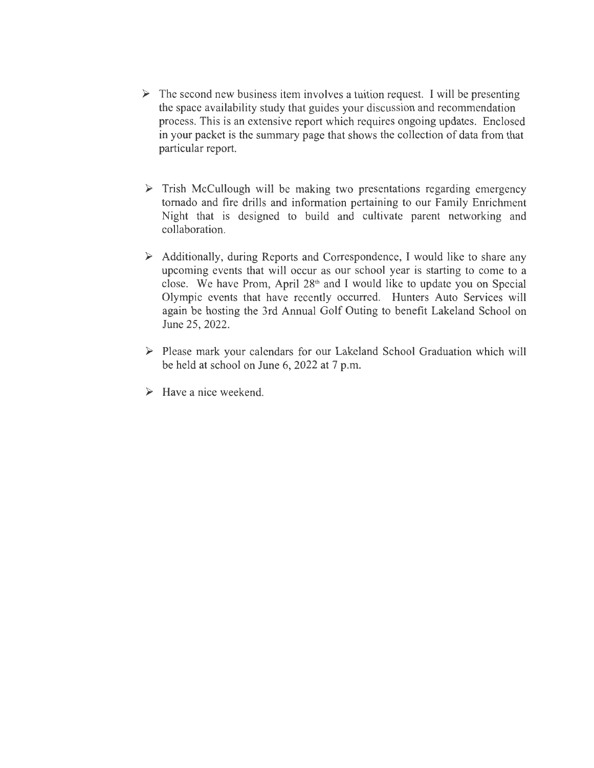- The second new business item involves a tuition request. I will be presenting the space availability study that guides your discussion and recommendation process. This is an extensive report which requires ongoing updates. Enclosed in your packet is the summary page that shows the collection of data from that particular report.

- Trish McCullough will be making two presentations regarding emergency tornado and fire drills and information pertaining to our Family Enrichment Night that is designed to build and cultivate parent networking and collaboration.

- Additionally, during Reports and Correspondence, I would like to share any upcoming events that will occur as our school year is starting to come to a close. We have Prom, April 28th and I would like to update you on Special Olympic events that have recently occurred. Hunters Auto Services will again be hosting the 3rd Annual Golf Outing to benefit Lakeland School on June 25, 2022.

- Please mark your calendars for our Lakeland School Graduation which will be held at school on June 6, 2022 at 7 p.m.

- Have a nice weekend.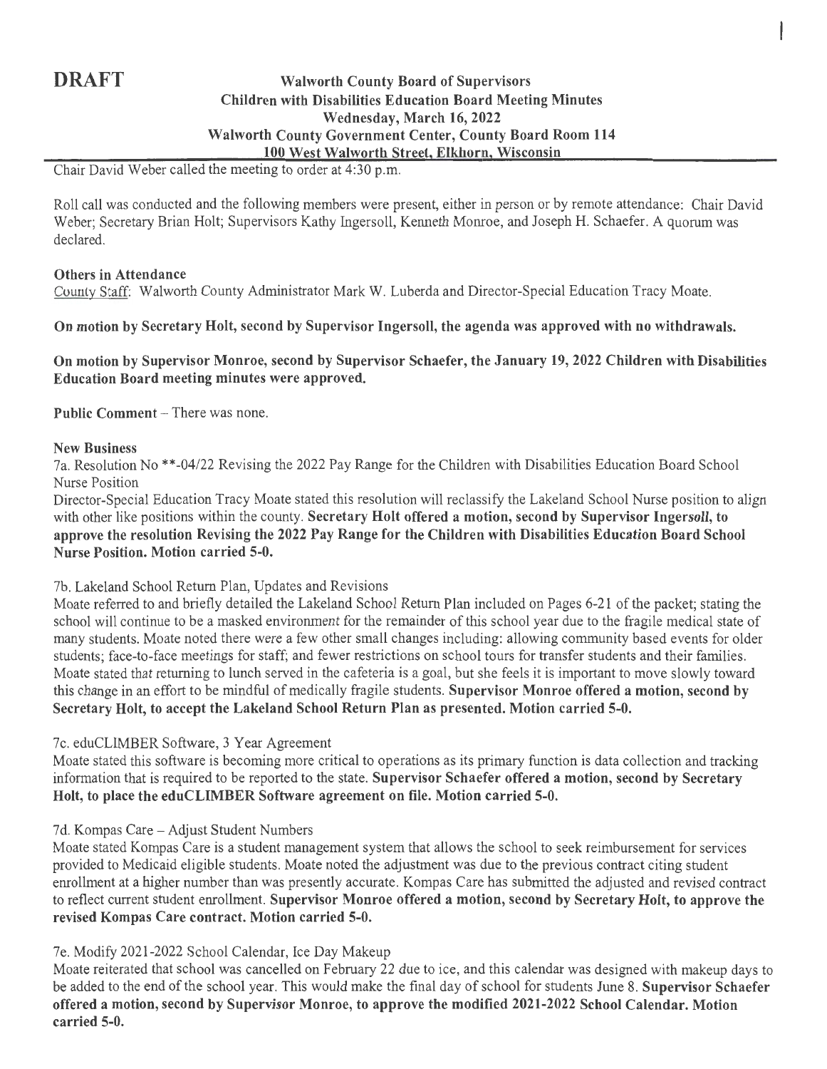**DRAFT**

**Walworth County Board of Supervisors**
**Children with Disabilities Education Board Meeting Minutes**
**Wednesday, March 16, 2022**
**Walworth County Government Center, County Board Room 114**
**100 West Walworth Street, Elkhorn, Wisconsin**

Chair David Weber called the meeting to order at 4:30 p.m.

Roll call was conducted and the following members were present, either in person or by remote attendance: Chair David Weber; Secretary Brian Holt; Supervisors Kathy Ingersoll, Kenneth Monroe, and Joseph H. Schaefer. A quorum was declared.

**Others in Attendance**

County Staff: Walworth County Administrator Mark W. Luberda and Director-Special Education Tracy Moate.

**On motion by Secretary Holt, second by Supervisor Ingersoll, the agenda was approved with no withdrawals.**

**On motion by Supervisor Monroe, second by Supervisor Schaefer, the January 19, 2022 Children with Disabilities Education Board meeting minutes were approved.**

**Public Comment** – There was none.

**New Business**

7a. Resolution No **-04/22 Revising the 2022 Pay Range for the Children with Disabilities Education Board School Nurse Position

Director-Special Education Tracy Moate stated this resolution will reclassify the Lakeland School Nurse position to align with other like positions within the county. **Secretary Holt offered a motion, second by Supervisor Ingersoll, to approve the resolution Revising the 2022 Pay Range for the Children with Disabilities Education Board School Nurse Position. Motion carried 5-0.**

7b. Lakeland School Return Plan, Updates and Revisions

Moate referred to and briefly detailed the Lakeland School Return Plan included on Pages 6-21 of the packet; stating the school will continue to be a masked environment for the remainder of this school year due to the fragile medical state of many students. Moate noted there were a few other small changes including: allowing community based events for older students; face-to-face meetings for staff; and fewer restrictions on school tours for transfer students and their families. Moate stated that returning to lunch served in the cafeteria is a goal, but she feels it is important to move slowly toward this change in an effort to be mindful of medically fragile students. **Supervisor Monroe offered a motion, second by Secretary Holt, to accept the Lakeland School Return Plan as presented. Motion carried 5-0.**

7c. eduCLIMBER Software, 3 Year Agreement

Moate stated this software is becoming more critical to operations as its primary function is data collection and tracking information that is required to be reported to the state. **Supervisor Schaefer offered a motion, second by Secretary Holt, to place the eduCLIMBER Software agreement on file. Motion carried 5-0.**

7d. Kompas Care – Adjust Student Numbers

Moate stated Kompas Care is a student management system that allows the school to seek reimbursement for services provided to Medicaid eligible students. Moate noted the adjustment was due to the previous contract citing student enrollment at a higher number than was presently accurate. Kompas Care has submitted the adjusted and revised contract to reflect current student enrollment. **Supervisor Monroe offered a motion, second by Secretary Holt, to approve the revised Kompas Care contract. Motion carried 5-0.**

7e. Modify 2021-2022 School Calendar, Ice Day Makeup

Moate reiterated that school was cancelled on February 22 due to ice, and this calendar was designed with makeup days to be added to the end of the school year. This would make the final day of school for students June 8. **Supervisor Schaefer offered a motion, second by Supervisor Monroe, to approve the modified 2021-2022 School Calendar. Motion carried 5-0.**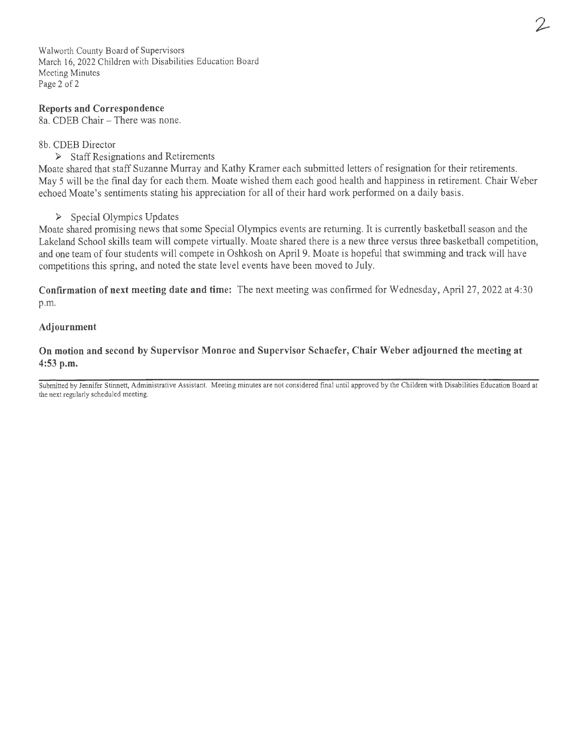**Reports and Correspondence**

8a. CDEB Chair – There was none.

8b. CDEB Director

- Staff Resignations and Retirements

Moate shared that staff Suzanne Murray and Kathy Kramer each submitted letters of resignation for their retirements. May 5 will be the final day for each them. Moate wished them each good health and happiness in retirement. Chair Weber echoed Moate's sentiments stating his appreciation for all of their hard work performed on a daily basis.

- Special Olympics Updates

Moate shared promising news that some Special Olympics events are returning. It is currently basketball season and the Lakeland School skills team will compete virtually. Moate shared there is a new three versus three basketball competition, and one team of four students will compete in Oshkosh on April 9. Moate is hopeful that swimming and track will have competitions this spring, and noted the state level events have been moved to July.

**Confirmation of next meeting date and time:** The next meeting was confirmed for Wednesday, April 27, 2022 at 4:30 p.m.

**Adjournment**

**On motion and second by Supervisor Monroe and Supervisor Schaefer, Chair Weber adjourned the meeting at 4:53 p.m.**

---

Submitted by Jennifer Stinnett, Administrative Assistant. Meeting minutes are not considered final until approved by the Children with Disabilities Education Board at the next regularly scheduled meeting.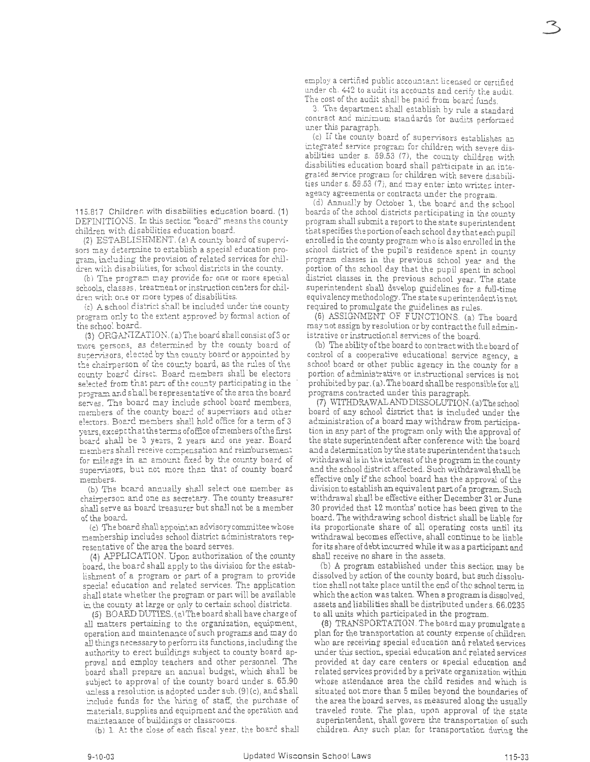115.817 Children with disabilities education board. (1) DEFINITIONS. In this section "board" means the county children with disabilities education board.

(2) ESTABLISHMENT. (a) A county board of supervisors may determine to establish a special education program, including the provision of related services for children with disabilities, for school districts in the county.

(b) The program may provide for one or more special schools, classes, treatment or instruction centers for children with one or more types of disabilities.

(c) A school district shall be included under the county program only to the extent approved by formal action of the school board.

(3) ORGANIZATION. (a) The board shall consist of 3 or more persons, as determined by the county board of supervisors, elected by the county board or appointed by the chairperson of the county board, as the rules of the county board direct. Board members shall be electors selected from that part of the county participating in the program and shall be representative of the area the board serves. The board may include school board members, members of the county board of supervisors and other electors. Board members shall hold office for a term of 3 years, except that the terms of office of members of the first board shall be 3 years, 2 years and one year. Board members shall receive compensation and reimbursement for mileage in an amount fixed by the county board of supervisors, but not more than that of county board members.

(b) The board annually shall select one member as chairperson and one as secretary. The county treasurer shall serve as board treasurer but shall not be a member of the board.

(c) The board shall appoint an advisory committee whose membership includes school district administrators representative of the area the board serves.

(4) APPLICATION. Upon authorization of the county board, the board shall apply to the division for the establishment of a program or part of a program to provide special education and related services. The application shall state whether the program or part will be available in the county at large or only to certain school districts.

(5) BOARD DUTIES. (a) The board shall have charge of all matters pertaining to the organization, equipment, operation and maintenance of such programs and may do all things necessary to perform its functions, including the authority to erect buildings subject to county board approval and employ teachers and other personnel. The board shall prepare an annual budget, which shall be subject to approval of the county board under s. 65.90 unless a resolution is adopted under sub. (9) (c), and shall include funds for the hiring of staff, the purchase of materials, supplies and equipment and the operation and maintenance of buildings or classrooms.

(b) 1. At the close of each fiscal year, the board shall employ a certified public accountant licensed or certified under ch. 442 to audit its accounts and certify the audit. The cost of the audit shall be paid from board funds.

3. The department shall establish by rule a standard contract and minimum standards for audits performed uner this paragraph.

(c) If the county board of supervisors establishes an integrated service program for children with severe disabilities under s. 59.53 (7), the county children with disabilities education board shall participate in an integrated service program for children with severe disabilities under s. 59.53 (7), and may enter into written interagency agreements or contracts under the program.

(d) Annually by October 1, the board and the school boards of the school districts participating in the county program shall submit a report to the state superintendent that specifies the portion of each school day that each pupil enrolled in the county program who is also enrolled in the school district of the pupil's residence spent in county program classes in the previous school year and the portion of the school day that the pupil spent in school district classes in the previous school year. The state superintendent shall develop guidelines for a full-time equivalency methodology. The state superintendent is not required to promulgate the guidelines as rules.

(6) ASSIGNMENT OF FUNCTIONS. (a) The board may not assign by resolution or by contract the full administrative or instructional services of the board.

(b) The ability of the board to contract with the board of control of a cooperative educational service agency, a school board or other public agency in the county for a portion of administrative or instructional services is not prohibited by par. (a). The board shall be responsible for all programs contracted under this paragraph.

(7) WITHDRAWAL AND DISSOLUTION. (a) The school board of any school district that is included under the administration of a board may withdraw from participation in any part of the program only with the approval of the state superintendent after conference with the board and a determination by the state superintendent that such withdrawal is in the interest of the program in the county and the school district affected. Such withdrawal shall be effective only if the school board has the approval of the division to establish an equivalent part of a program. Such withdrawal shall be effective either December 31 or June 30 provided that 12 months' notice has been given to the board. The withdrawing school district shall be liable for its proportionate share of all operating costs until its withdrawal becomes effective, shall continue to be liable for its share of debt incurred while it was a participant and shall receive no share in the assets.

(b) A program established under this section may be dissolved by action of the county board, but such dissolution shall not take place until the end of the school term in which the action was taken. When a program is dissolved, assets and liabilities shall be distributed under s. 66.0235 to all units which participated in the program.

(8) TRANSPORTATION. The board may promulgate a plan for the transportation at county expense of children who are receiving special education and related services under this section, special education and related services provided at day care centers or special education and related services provided by a private organization within whose attendance area the child resides and which is situated not more than 5 miles beyond the boundaries of the area the board serves, as measured along the usually traveled route. The plan, upon approval of the state superintendent, shall govern the transportation of such children. Any such plan for transportation during the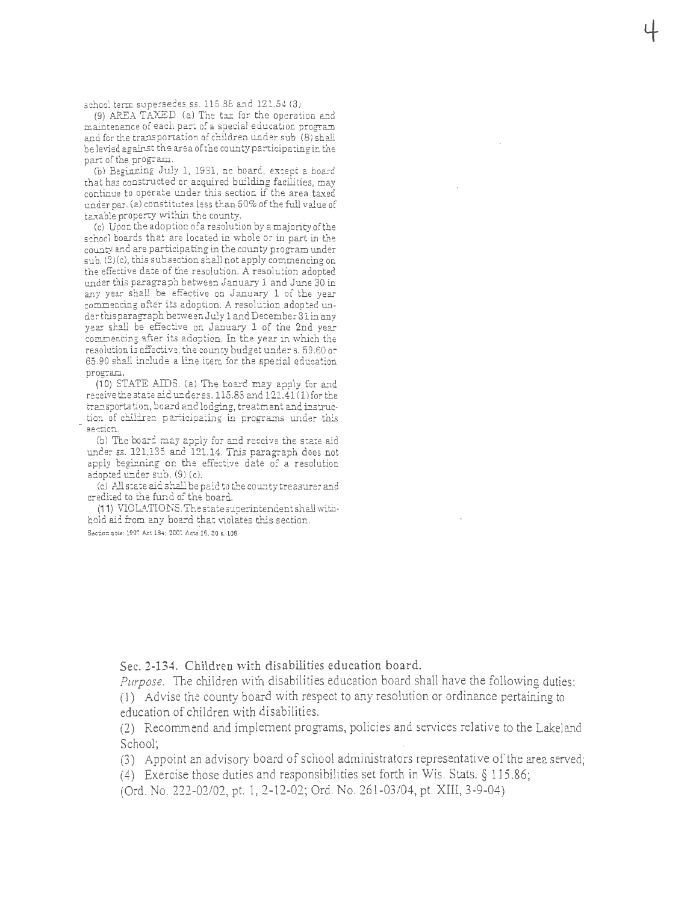school term supersedes ss. 115.88 and 121.54 (3).

(9) AREA TAXED. (a) The tax for the operation and maintenance of each part of a special education program and for the transportation of children under sub. (8) shall be levied against the area of the county participating in the part of the program.

(b) Beginning July 1, 1981, no board, except a board that has constructed or acquired building facilities, may continue to operate under this section if the area taxed under par. (a) constitutes less than 50% of the full value of taxable property within the county.

(c) Upon the adoption of a resolution by a majority of the school boards that are located in whole or in part in the county and are participating in the county program under sub. (2) (c), this subsection shall not apply commencing on the effective date of the resolution. A resolution adopted under this paragraph between January 1 and June 30 in any year shall be effective on January 1 of the year commencing after its adoption. A resolution adopted under this paragraph between July 1 and December 31 in any year shall be effective on January 1 of the 2nd year commencing after its adoption. In the year in which the resolution is effective, the county budget under s. 59.60 or 65.90 shall include a line item for the special education program.

(10) STATE AIDS. (a) The board may apply for and receive the state aid under ss. 115.88 and 121.41 (1) for the transportation, board and lodging, treatment and instruction of children participating in programs under this section.

(b) The board may apply for and receive the state aid under ss. 121.135 and 121.14. This paragraph does not apply beginning on the effective date of a resolution adopted under sub. (9) (c).

(c) All state aid shall be paid to the county treasurer and credited to the fund of the board.

(11) VIOLATIONS. The state superintendent shall withhold aid from any board that violates this section.

Section note: 1997 Act 164; 2001 Acts 16, 30 s. 108

Sec. 2-134. Children with disabilities education board.

*Purpose.* The children with disabilities education board shall have the following duties:

(1) Advise the county board with respect to any resolution or ordinance pertaining to education of children with disabilities.

(2) Recommend and implement programs, policies and services relative to the Lakeland School;

(3) Appoint an advisory board of school administrators representative of the area served;

(4) Exercise those duties and responsibilities set forth in Wis. Stats. § 115.86;

(Ord. No. 222-02/02, pt. 1, 2-12-02; Ord. No. 261-03/04, pt. XIII, 3-9-04)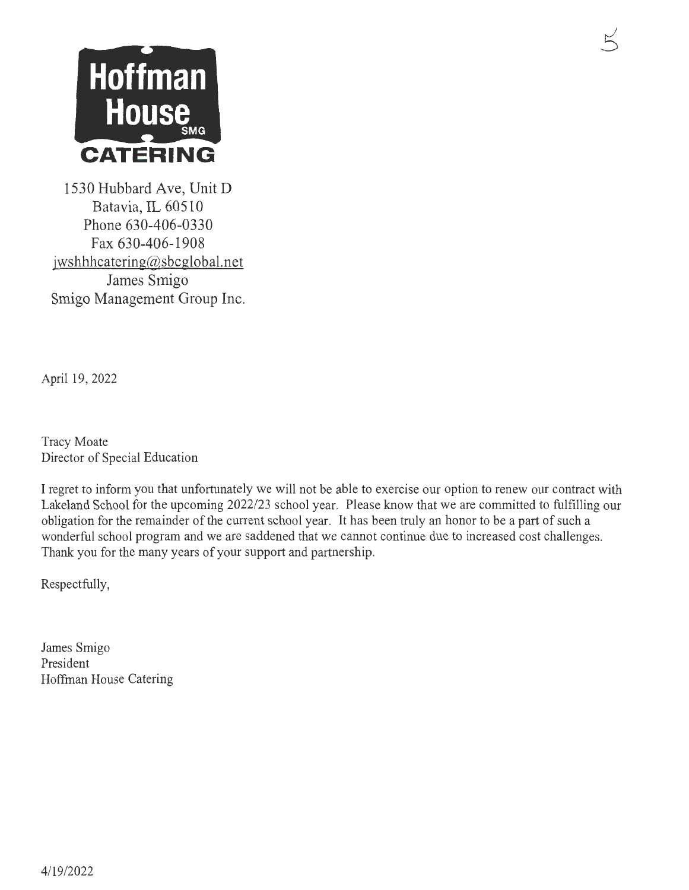**Hoffman House**
SMG
**CATERING**

1530 Hubbard Ave, Unit D
Batavia, IL 60510
Phone 630-406-0330
Fax 630-406-1908
jwshhhcatering@sbcglobal.net
James Smigo
Smigo Management Group Inc.

April 19, 2022

Tracy Moate
Director of Special Education

I regret to inform you that unfortunately we will not be able to exercise our option to renew our contract with Lakeland School for the upcoming 2022/23 school year. Please know that we are committed to fulfilling our obligation for the remainder of the current school year. It has been truly an honor to be a part of such a wonderful school program and we are saddened that we cannot continue due to increased cost challenges. Thank you for the many years of your support and partnership.

Respectfully,

James Smigo
President
Hoffman House Catering

4/19/2022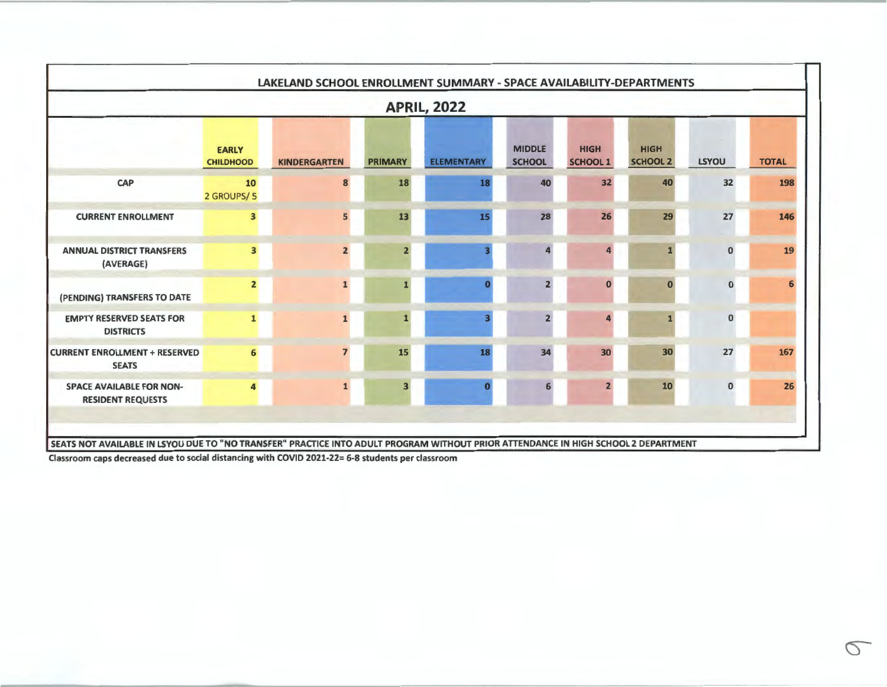## LAKELAND SCHOOL ENROLLMENT SUMMARY - SPACE AVAILABILITY-DEPARTMENTS

### APRIL, 2022

| | EARLY CHILDHOOD | KINDERGARTEN | PRIMARY | ELEMENTARY | MIDDLE SCHOOL | HIGH SCHOOL 1 | HIGH SCHOOL 2 | LSYOU | TOTAL |
|---|---|---|---|---|---|---|---|---|---|
| CAP | 10 2 GROUPS/ 5 | 8 | 18 | 18 | 40 | 32 | 40 | 32 | 198 |
| CURRENT ENROLLMENT | 3 | 5 | 13 | 15 | 28 | 26 | 29 | 27 | 146 |
| ANNUAL DISTRICT TRANSFERS (AVERAGE) | 3 | 2 | 2 | 3 | 4 | 4 | 1 | 0 | 19 |
| (PENDING) TRANSFERS TO DATE | 2 | 1 | 1 | 0 | 2 | 0 | 0 | 0 | 6 |
| EMPTY RESERVED SEATS FOR DISTRICTS | 1 | 1 | 1 | 3 | 2 | 4 | 1 | 0 | |
| CURRENT ENROLLMENT + RESERVED SEATS | 6 | 7 | 15 | 18 | 34 | 30 | 30 | 27 | 167 |
| SPACE AVAILABLE FOR NON-RESIDENT REQUESTS | 4 | 1 | 3 | 0 | 6 | 2 | 10 | 0 | 26 |

**SEATS NOT AVAILABLE IN LSYOU DUE TO "NO TRANSFER" PRACTICE INTO ADULT PROGRAM WITHOUT PRIOR ATTENDANCE IN HIGH SCHOOL 2 DEPARTMENT**

**Classroom caps decreased due to social distancing with COVID 2021-22= 6-8 students per classroom**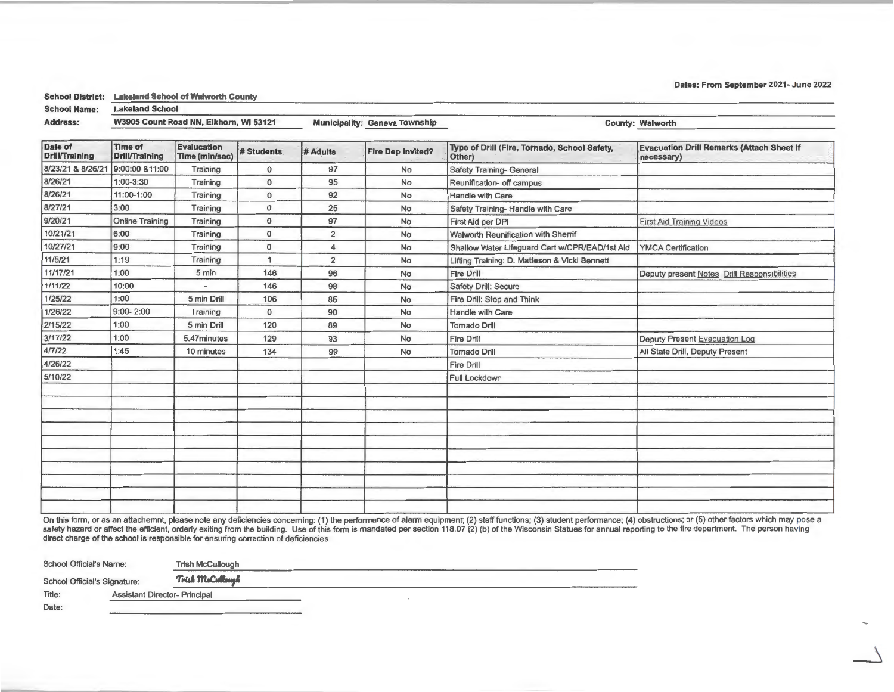Dates: From September 2021- June 2022

**School District:** Lakeland School of Walworth County

**School Name:** Lakeland School

**Address:** W3905 Count Road NN, Elkhorn, WI 53121 **Municipality:** Geneva Township **County:** Walworth

| Date of Drill/Training | Time of Drill/Training | Evalucation Time (min/sec) | # Students | # Adults | Fire Dep Invited? | Type of Drill (Fire, Tornado, School Safety, Other) | Evacuation Drill Remarks (Attach Sheet if necessary) |
|---|---|---|---|---|---|---|---|
| 8/23/21 & 8/26/21 | 9:00:00 &11:00 | Training | 0 | 97 | No | Safety Training- General | |
| 8/26/21 | 1:00-3:30 | Training | 0 | 95 | No | Reunification- off campus | |
| 8/26/21 | 11:00-1:00 | Training | 0 | 92 | No | Handle with Care | |
| 8/27/21 | 3:00 | Training | 0 | 25 | No | Safety Training- Handle with Care | |
| 9/20/21 | Online Training | Training | 0 | 97 | No | First Aid per DPI | First Aid Training Videos |
| 10/21/21 | 6:00 | Training | 0 | 2 | No | Walworth Reunification with Sherrif | |
| 10/27/21 | 9:00 | Training | 0 | 4 | No | Shallow Water Lifeguard Cert w/CPR/EAD/1st Aid | YMCA Certification |
| 11/5/21 | 1:19 | Training | 1 | 2 | No | Lifting Training: D. Matteson & Vicki Bennett | |
| 11/17/21 | 1:00 | 5 min | 146 | 96 | No | Fire Drill | Deputy present Notes Drill Responsibilities |
| 1/11/22 | 10:00 | - | 146 | 98 | No | Safety Drill: Secure | |
| 1/25/22 | 1:00 | 5 min Drill | 106 | 85 | No | Fire Drill: Stop and Think | |
| 1/26/22 | 9:00- 2:00 | Training | 0 | 90 | No | Handle with Care | |
| 2/15/22 | 1:00 | 5 min Drill | 120 | 89 | No | Tornado Drill | |
| 3/17/22 | 1:00 | 5.47minutes | 129 | 93 | No | Fire Drill | Deputy Present Evacuation Log |
| 4/7/22 | 1:45 | 10 minutes | 134 | 99 | No | Tornado Drill | All State Drill, Deputy Present |
| 4/26/22 | | | | | | Fire Drill | |
| 5/10/22 | | | | | | Full Lockdown | |
| | | | | | | | |
| | | | | | | | |
| | | | | | | | |
| | | | | | | | |
| | | | | | | | |
| | | | | | | | |
| | | | | | | | |
| | | | | | | | |
| | | | | | | | |
| | | | | | | | |

On this form, or as an attachemnt, please note any deficiencies concerning: (1) the performance of alarm equipment; (2) staff functions; (3) student performance; (4) obstructions; or (5) other factors which may pose a safety hazard or affect the efficient, orderly exiting from the building. Use of this form is mandated per section 118.07 (2) (b) of the Wisconsin Statues for annual reporting to the fire department. The person having direct charge of the school is responsible for ensuring correction of deficiencies.

School Official's Name: Trish McCullough

School Official's Signature: Trish McCullough

Title: Assistant Director- Principal

Date: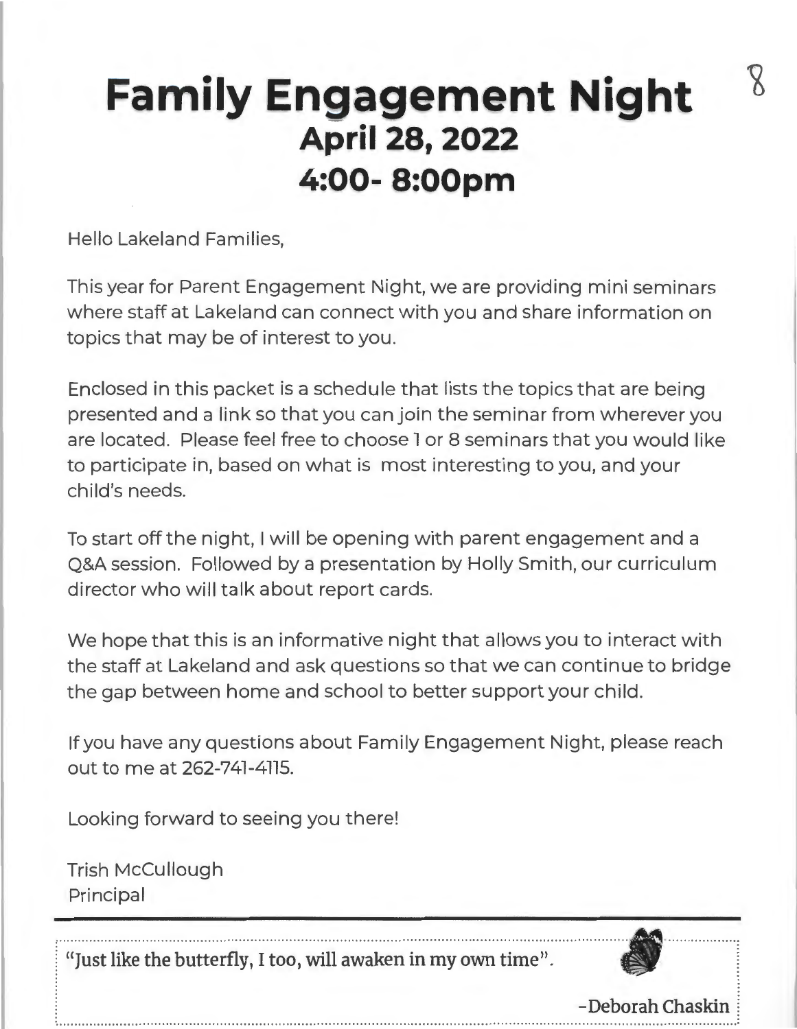# Family Engagement Night
## April 28, 2022
## 4:00- 8:00pm

Hello Lakeland Families,

This year for Parent Engagement Night, we are providing mini seminars where staff at Lakeland can connect with you and share information on topics that may be of interest to you.

Enclosed in this packet is a schedule that lists the topics that are being presented and a link so that you can join the seminar from wherever you are located. Please feel free to choose 1 or 8 seminars that you would like to participate in, based on what is most interesting to you, and your child's needs.

To start off the night, I will be opening with parent engagement and a Q&A session. Followed by a presentation by Holly Smith, our curriculum director who will talk about report cards.

We hope that this is an informative night that allows you to interact with the staff at Lakeland and ask questions so that we can continue to bridge the gap between home and school to better support your child.

If you have any questions about Family Engagement Night, please reach out to me at 262-741-4115.

Looking forward to seeing you there!

Trish McCullough
Principal

---

"Just like the butterfly, I too, will awaken in my own time".

-Deborah Chaskin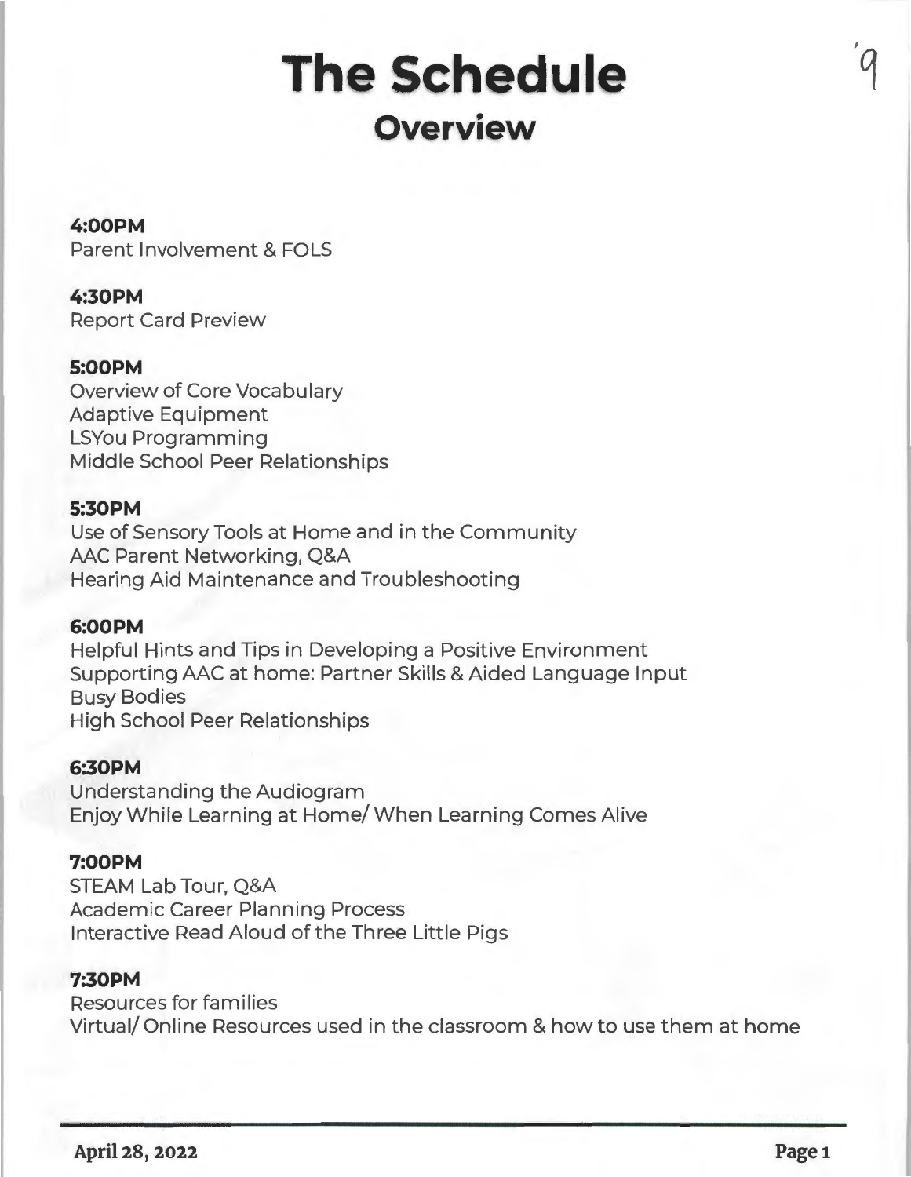# The Schedule

## Overview

**4:00PM**
Parent Involvement & FOLS

**4:30PM**
Report Card Preview

**5:00PM**
Overview of Core Vocabulary
Adaptive Equipment
LSYou Programming
Middle School Peer Relationships

**5:30PM**
Use of Sensory Tools at Home and in the Community
AAC Parent Networking, Q&A
Hearing Aid Maintenance and Troubleshooting

**6:00PM**
Helpful Hints and Tips in Developing a Positive Environment
Supporting AAC at home: Partner Skills & Aided Language Input
Busy Bodies
High School Peer Relationships

**6:30PM**
Understanding the Audiogram
Enjoy While Learning at Home/ When Learning Comes Alive

**7:00PM**
STEAM Lab Tour, Q&A
Academic Career Planning Process
Interactive Read Aloud of the Three Little Pigs

**7:30PM**
Resources for families
Virtual/ Online Resources used in the classroom & how to use them at home

**April 28, 2022**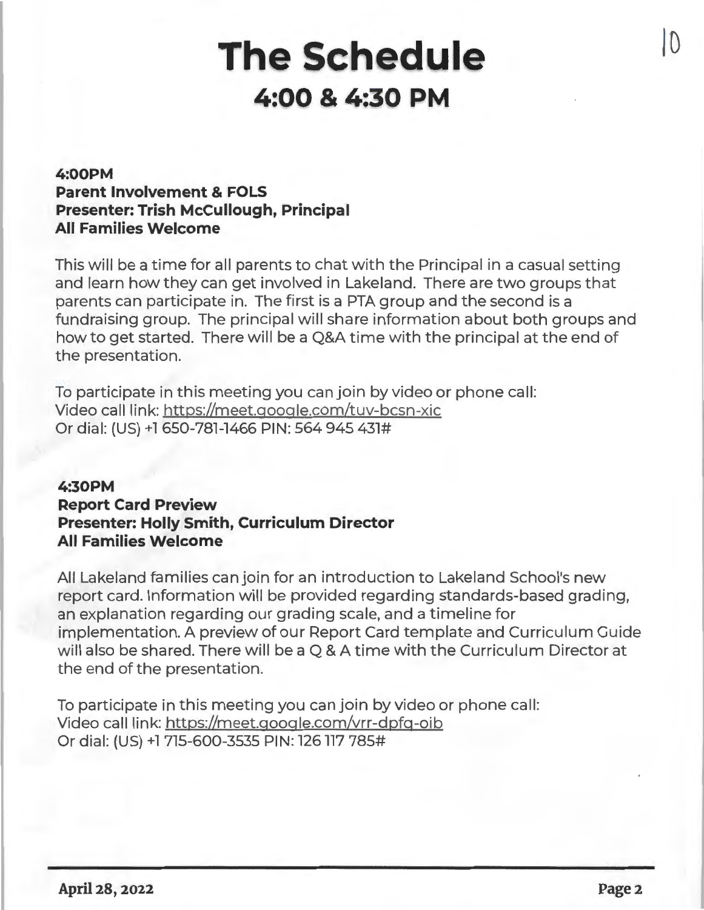# The Schedule

## 4:00 & 4:30 PM

**4:00PM**
**Parent Involvement & FOLS**
**Presenter: Trish McCullough, Principal**
**All Families Welcome**

This will be a time for all parents to chat with the Principal in a casual setting and learn how they can get involved in Lakeland. There are two groups that parents can participate in. The first is a PTA group and the second is a fundraising group. The principal will share information about both groups and how to get started. There will be a Q&A time with the principal at the end of the presentation.

To participate in this meeting you can join by video or phone call:
Video call link: https://meet.google.com/tuv-bcsn-xic
Or dial: (US) +1 650-781-1466 PIN: 564 945 431#

**4:30PM**
**Report Card Preview**
**Presenter: Holly Smith, Curriculum Director**
**All Families Welcome**

All Lakeland families can join for an introduction to Lakeland School's new report card. Information will be provided regarding standards-based grading, an explanation regarding our grading scale, and a timeline for implementation. A preview of our Report Card template and Curriculum Guide will also be shared. There will be a Q & A time with the Curriculum Director at the end of the presentation.

To participate in this meeting you can join by video or phone call:
Video call link: https://meet.google.com/vrr-dpfq-oib
Or dial: (US) +1 715-600-3535 PIN: 126 117 785#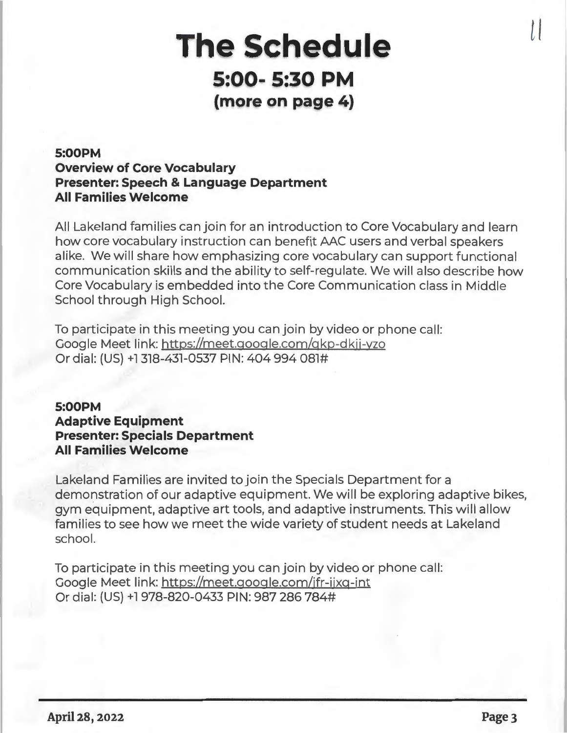# The Schedule

## 5:00- 5:30 PM

## (more on page 4)

**5:00PM**
**Overview of Core Vocabulary**
**Presenter: Speech & Language Department**
**All Families Welcome**

All Lakeland families can join for an introduction to Core Vocabulary and learn how core vocabulary instruction can benefit AAC users and verbal speakers alike. We will share how emphasizing core vocabulary can support functional communication skills and the ability to self-regulate. We will also describe how Core Vocabulary is embedded into the Core Communication class in Middle School through High School.

To participate in this meeting you can join by video or phone call:
Google Meet link: https://meet.google.com/qkp-dkjj-yzo
Or dial: (US) +1 318-431-0537 PIN: 404 994 081#

**5:00PM**
**Adaptive Equipment**
**Presenter: Specials Department**
**All Families Welcome**

Lakeland Families are invited to join the Specials Department for a demonstration of our adaptive equipment. We will be exploring adaptive bikes, gym equipment, adaptive art tools, and adaptive instruments. This will allow families to see how we meet the wide variety of student needs at Lakeland school.

To participate in this meeting you can join by video or phone call:
Google Meet link: https://meet.google.com/jfr-ijxq-int
Or dial: (US) +1 978-820-0433 PIN: 987 286 784#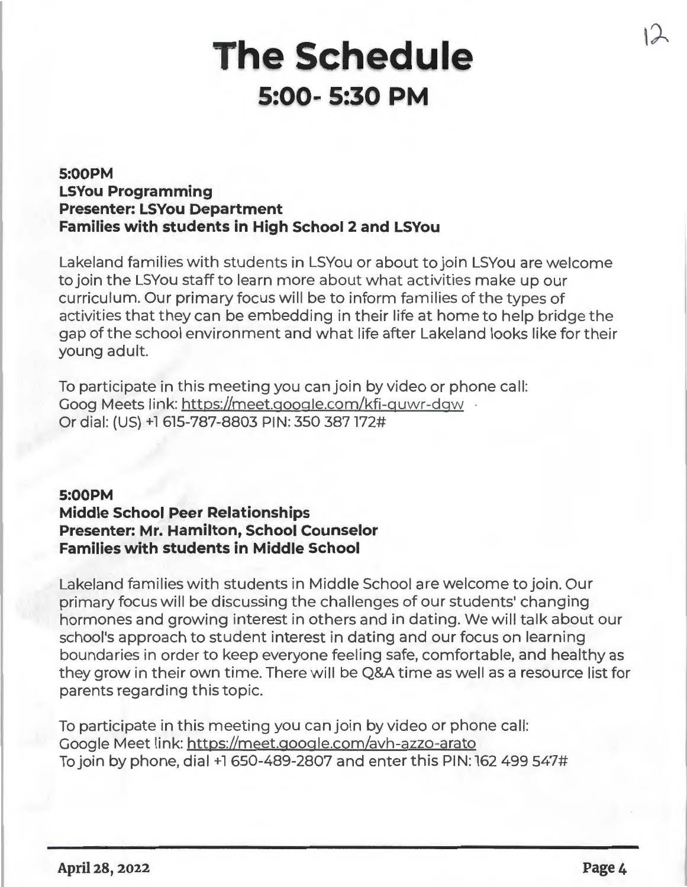# The Schedule

## 5:00- 5:30 PM

**5:00PM**
**LSYou Programming**
**Presenter: LSYou Department**
**Families with students in High School 2 and LSYou**

Lakeland families with students in LSYou or about to join LSYou are welcome to join the LSYou staff to learn more about what activities make up our curriculum. Our primary focus will be to inform families of the types of activities that they can be embedding in their life at home to help bridge the gap of the school environment and what life after Lakeland looks like for their young adult.

To participate in this meeting you can join by video or phone call:
Goog Meets link: https://meet.google.com/kfi-quwr-dgw
Or dial: (US) +1 615-787-8803 PIN: 350 387 172#

**5:00PM**
**Middle School Peer Relationships**
**Presenter: Mr. Hamilton, School Counselor**
**Families with students in Middle School**

Lakeland families with students in Middle School are welcome to join. Our primary focus will be discussing the challenges of our students' changing hormones and growing interest in others and in dating. We will talk about our school's approach to student interest in dating and our focus on learning boundaries in order to keep everyone feeling safe, comfortable, and healthy as they grow in their own time. There will be Q&A time as well as a resource list for parents regarding this topic.

To participate in this meeting you can join by video or phone call:
Google Meet link: https://meet.google.com/avh-azzo-arato
To join by phone, dial +1 650-489-2807 and enter this PIN: 162 499 547#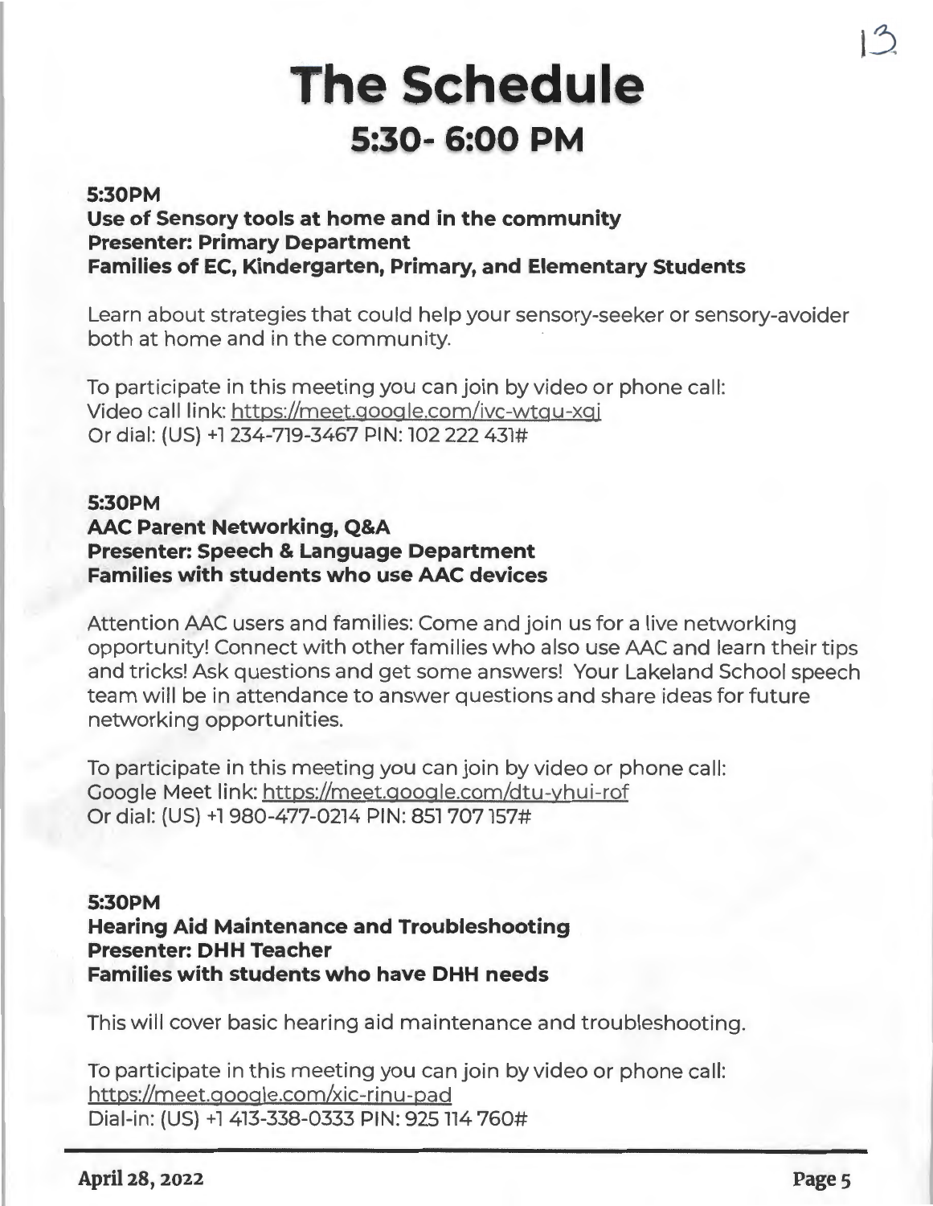# The Schedule

## 5:30- 6:00 PM

**5:30PM**
**Use of Sensory tools at home and in the community**
**Presenter: Primary Department**
**Families of EC, Kindergarten, Primary, and Elementary Students**

Learn about strategies that could help your sensory-seeker or sensory-avoider both at home and in the community.

To participate in this meeting you can join by video or phone call:
Video call link: https://meet.google.com/ivc-wtgu-xgj
Or dial: (US) +1 234-719-3467 PIN: 102 222 431#

**5:30PM**
**AAC Parent Networking, Q&A**
**Presenter: Speech & Language Department**
**Families with students who use AAC devices**

Attention AAC users and families: Come and join us for a live networking opportunity! Connect with other families who also use AAC and learn their tips and tricks! Ask questions and get some answers! Your Lakeland School speech team will be in attendance to answer questions and share ideas for future networking opportunities.

To participate in this meeting you can join by video or phone call:
Google Meet link: https://meet.google.com/dtu-yhui-rof
Or dial: (US) +1 980-477-0214 PIN: 851 707 157#

**5:30PM**
**Hearing Aid Maintenance and Troubleshooting**
**Presenter: DHH Teacher**
**Families with students who have DHH needs**

This will cover basic hearing aid maintenance and troubleshooting.

To participate in this meeting you can join by video or phone call:
https://meet.google.com/xic-rinu-pad
Dial-in: (US) +1 413-338-0333 PIN: 925 114 760#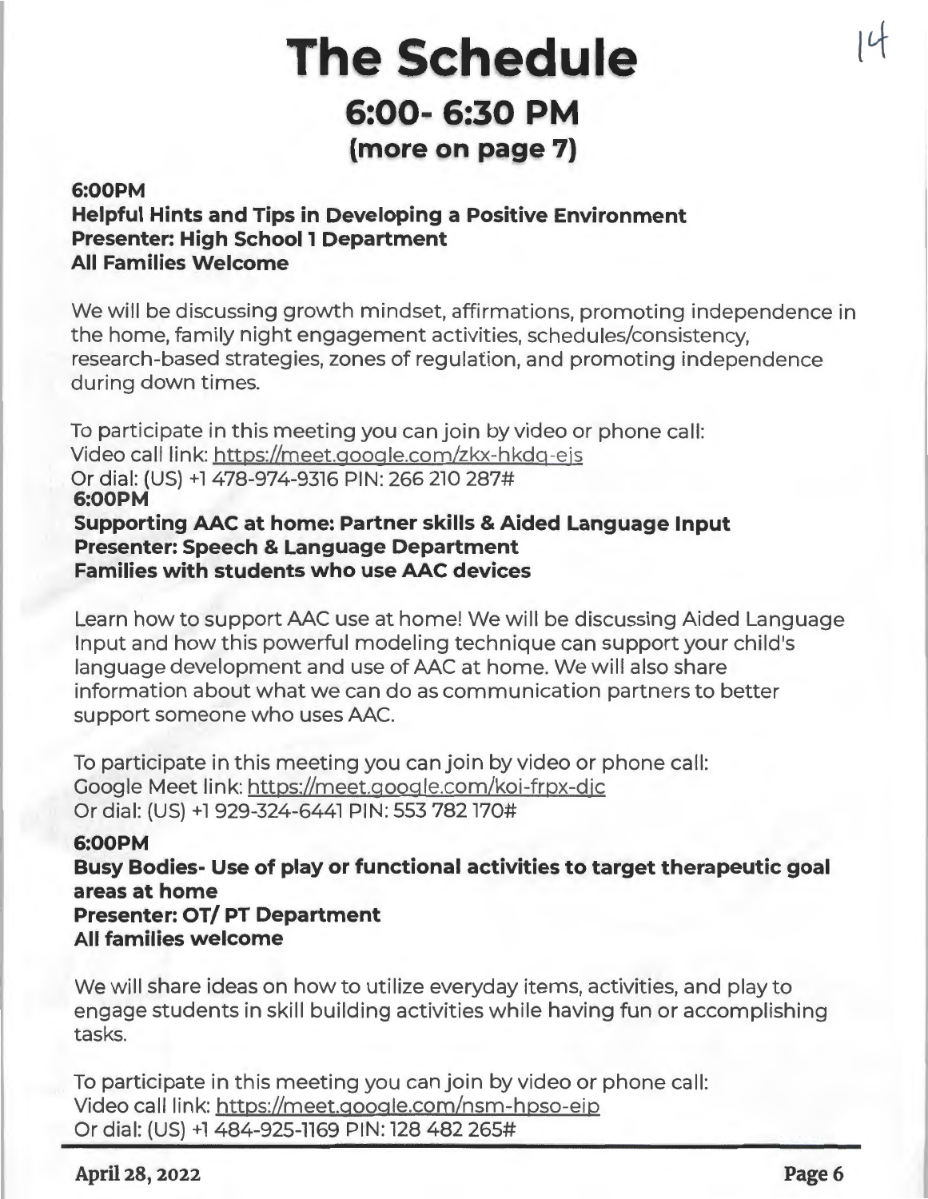# The Schedule

## 6:00- 6:30 PM

### (more on page 7)

**6:00PM**
**Helpful Hints and Tips in Developing a Positive Environment**
**Presenter: High School 1 Department**
**All Families Welcome**

We will be discussing growth mindset, affirmations, promoting independence in the home, family night engagement activities, schedules/consistency, research-based strategies, zones of regulation, and promoting independence during down times.

To participate in this meeting you can join by video or phone call:
Video call link: https://meet.google.com/zkx-hkdq-ejs
Or dial: (US) +1 478-974-9316 PIN: 266 210 287#

**6:00PM**
**Supporting AAC at home: Partner skills & Aided Language Input**
**Presenter: Speech & Language Department**
**Families with students who use AAC devices**

Learn how to support AAC use at home! We will be discussing Aided Language Input and how this powerful modeling technique can support your child's language development and use of AAC at home. We will also share information about what we can do as communication partners to better support someone who uses AAC.

To participate in this meeting you can join by video or phone call:
Google Meet link: https://meet.google.com/koi-frpx-djc
Or dial: (US) +1 929-324-6441 PIN: 553 782 170#

**6:00PM**
**Busy Bodies- Use of play or functional activities to target therapeutic goal areas at home**
**Presenter: OT/ PT Department**
**All families welcome**

We will share ideas on how to utilize everyday items, activities, and play to engage students in skill building activities while having fun or accomplishing tasks.

To participate in this meeting you can join by video or phone call:
Video call link: https://meet.google.com/nsm-hpso-eip
Or dial: (US) +1 484-925-1169 PIN: 128 482 265#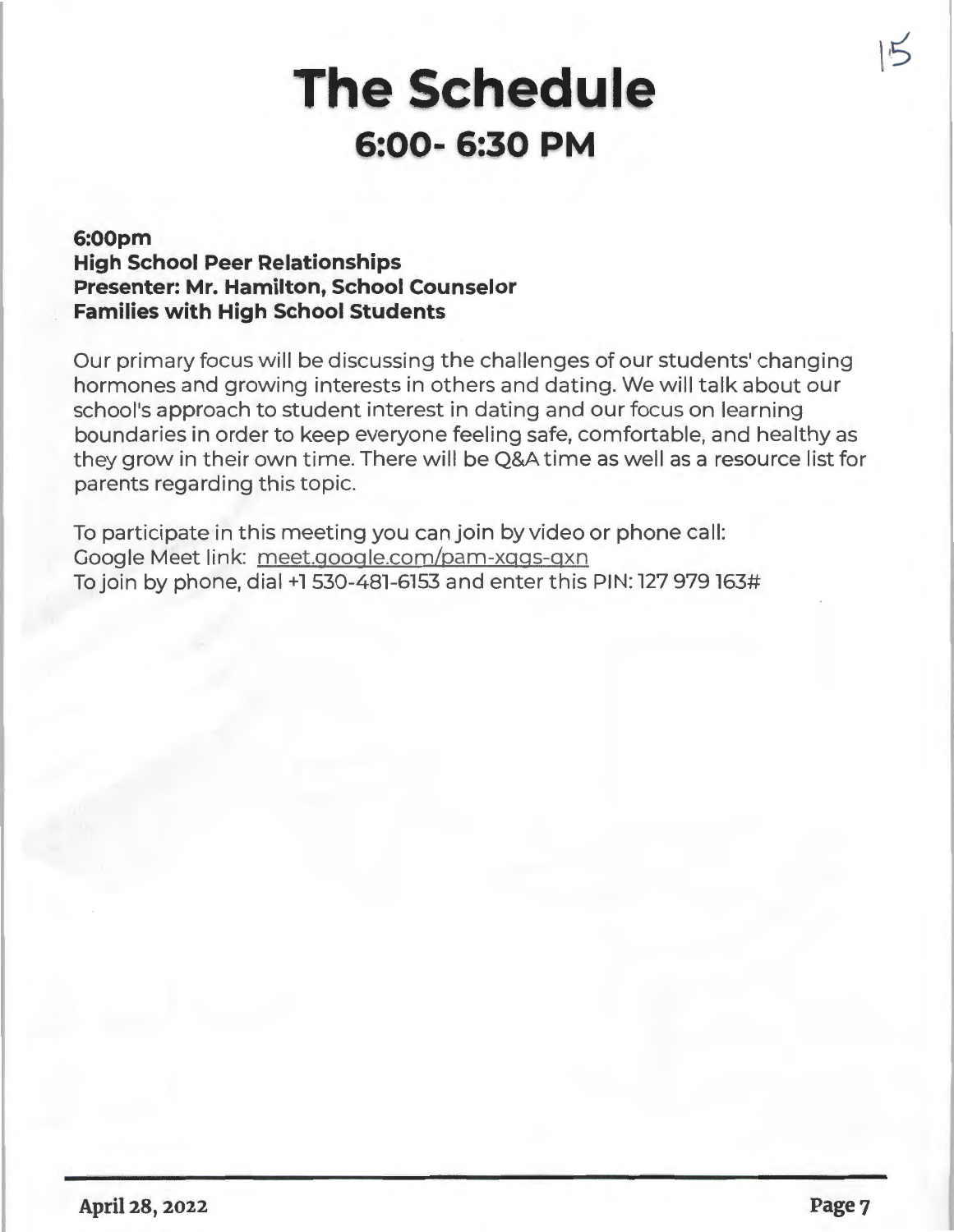# The Schedule

## 6:00- 6:30 PM

**6:00pm**
**High School Peer Relationships**
**Presenter: Mr. Hamilton, School Counselor**
**Families with High School Students**

Our primary focus will be discussing the challenges of our students' changing hormones and growing interests in others and dating. We will talk about our school's approach to student interest in dating and our focus on learning boundaries in order to keep everyone feeling safe, comfortable, and healthy as they grow in their own time. There will be Q&A time as well as a resource list for parents regarding this topic.

To participate in this meeting you can join by video or phone call:
Google Meet link: meet.google.com/pam-xqgs-qxn
To join by phone, dial +1 530-481-6153 and enter this PIN: 127 979 163#

**April 28, 2022**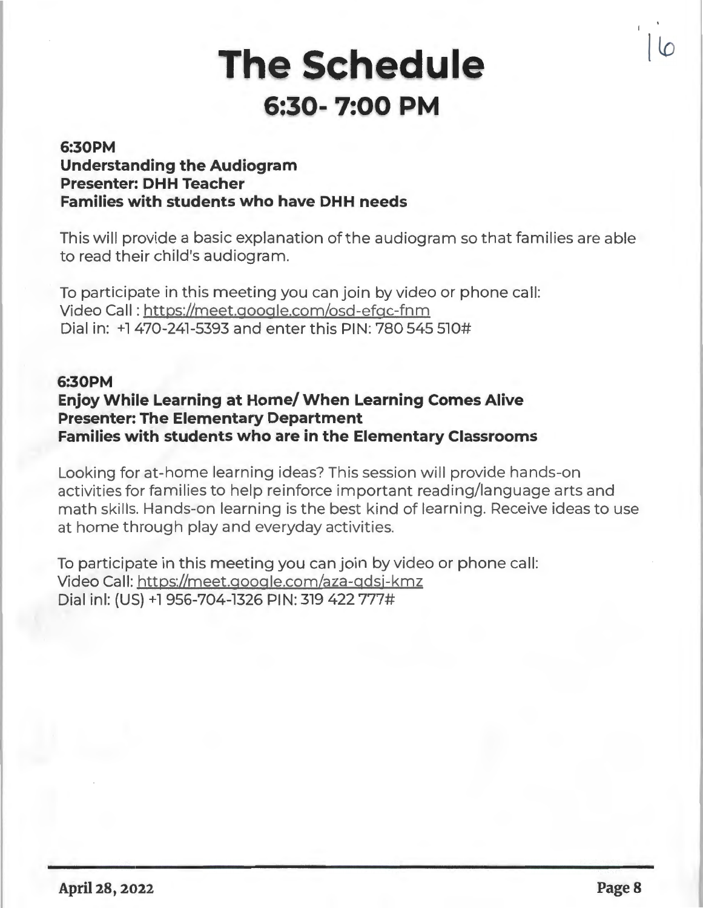# The Schedule

## 6:30- 7:00 PM

**6:30PM**
**Understanding the Audiogram**
**Presenter: DHH Teacher**
**Families with students who have DHH needs**

This will provide a basic explanation of the audiogram so that families are able to read their child's audiogram.

To participate in this meeting you can join by video or phone call:
Video Call : https://meet.google.com/osd-efgc-fnm
Dial in: +1 470-241-5393 and enter this PIN: 780 545 510#

**6:30PM**
**Enjoy While Learning at Home/ When Learning Comes Alive**
**Presenter: The Elementary Department**
**Families with students who are in the Elementary Classrooms**

Looking for at-home learning ideas? This session will provide hands-on activities for families to help reinforce important reading/language arts and math skills. Hands-on learning is the best kind of learning. Receive ideas to use at home through play and everyday activities.

To participate in this meeting you can join by video or phone call:
Video Call: https://meet.google.com/aza-gdsj-kmz
Dial inl: (US) +1 956-704-1326 PIN: 319 422 777#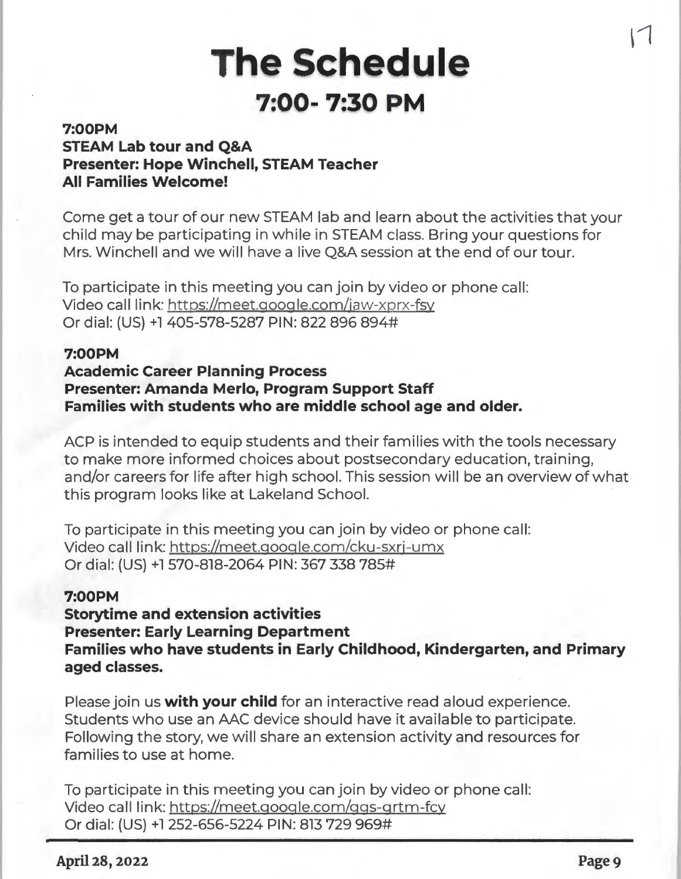# The Schedule

## 7:00- 7:30 PM

**7:00PM**
**STEAM Lab tour and Q&A**
**Presenter: Hope Winchell, STEAM Teacher**
**All Families Welcome!**

Come get a tour of our new STEAM lab and learn about the activities that your child may be participating in while in STEAM class. Bring your questions for Mrs. Winchell and we will have a live Q&A session at the end of our tour.

To participate in this meeting you can join by video or phone call:
Video call link: https://meet.google.com/jaw-xprx-fsy
Or dial: (US) +1 405-578-5287 PIN: 822 896 894#

**7:00PM**
**Academic Career Planning Process**
**Presenter: Amanda Merlo, Program Support Staff**
**Families with students who are middle school age and older.**

ACP is intended to equip students and their families with the tools necessary to make more informed choices about postsecondary education, training, and/or careers for life after high school. This session will be an overview of what this program looks like at Lakeland School.

To participate in this meeting you can join by video or phone call:
Video call link: https://meet.google.com/cku-sxrj-umx
Or dial: (US) +1 570-818-2064 PIN: 367 338 785#

**7:00PM**
**Storytime and extension activities**
**Presenter: Early Learning Department**
**Families who have students in Early Childhood, Kindergarten, and Primary aged classes.**

Please join us **with your child** for an interactive read aloud experience. Students who use an AAC device should have it available to participate. Following the story, we will share an extension activity and resources for families to use at home.

To participate in this meeting you can join by video or phone call:
Video call link: https://meet.google.com/ggs-grtm-fcy
Or dial: (US) +1 252-656-5224 PIN: 813 729 969#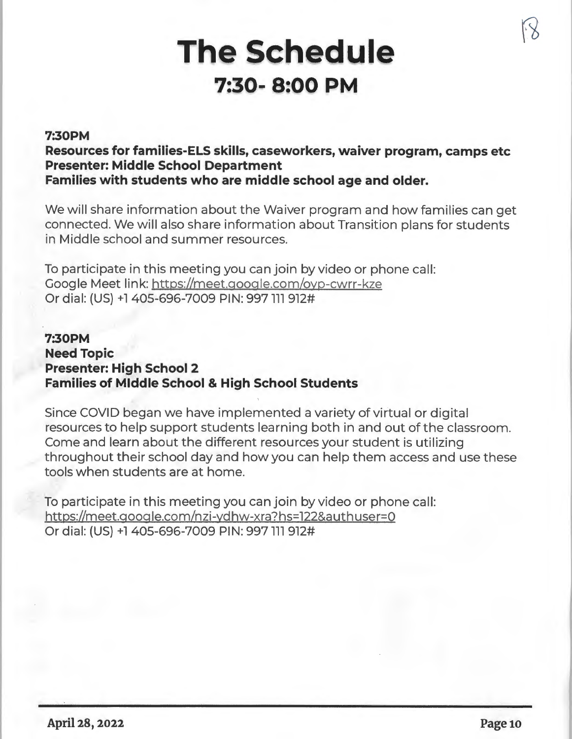# The Schedule

## 7:30- 8:00 PM

**7:30PM**
**Resources for families-ELS skills, caseworkers, waiver program, camps etc**
**Presenter: Middle School Department**
**Families with students who are middle school age and older.**

We will share information about the Waiver program and how families can get connected. We will also share information about Transition plans for students in Middle school and summer resources.

To participate in this meeting you can join by video or phone call:
Google Meet link: https://meet.google.com/oyp-cwrr-kze
Or dial: (US) +1 405-696-7009 PIN: 997 111 912#

**7:30PM**
**Need Topic**
**Presenter: High School 2**
**Families of MIddle School & High School Students**

Since COVID began we have implemented a variety of virtual or digital resources to help support students learning both in and out of the classroom. Come and learn about the different resources your student is utilizing throughout their school day and how you can help them access and use these tools when students are at home.

To participate in this meeting you can join by video or phone call:
https://meet.google.com/nzi-ydhw-xra?hs=122&authuser=0
Or dial: (US) +1 405-696-7009 PIN: 997 111 912#

**April 28, 2022**